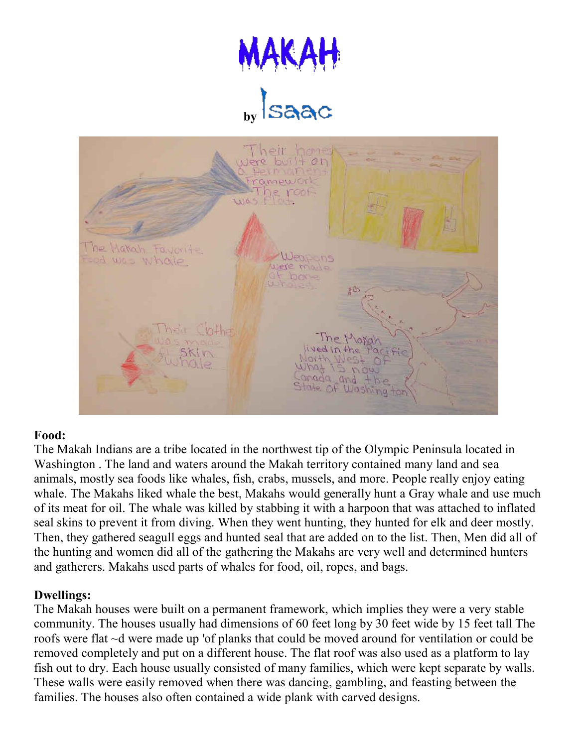# MAKAH

by Isaac

**Food:**
The Makah Indians are a tribe located in the northwest tip of the Olympic Peninsula located in Washington . The land and waters around the Makah territory contained many land and sea animals, mostly sea foods like whales, fish, crabs, mussels, and more. People really enjoy eating whale. The Makahs liked whale the best, Makahs would generally hunt a Gray whale and use much of its meat for oil. The whale was killed by stabbing it with a harpoon that was attached to inflated seal skins to prevent it from diving. When they went hunting, they hunted for elk and deer mostly. Then, they gathered seagull eggs and hunted seal that are added on to the list. Then, Men did all of the hunting and women did all of the gathering the Makahs are very well and determined hunters and gatherers. Makahs used parts of whales for food, oil, ropes, and bags.

**Dwellings:**
The Makah houses were built on a permanent framework, which implies they were a very stable community. The houses usually had dimensions of 60 feet long by 30 feet wide by 15 feet tall The roofs were flat ~d were made up 'of planks that could be moved around for ventilation or could be removed completely and put on a different house. The flat roof was also used as a platform to lay fish out to dry. Each house usually consisted of many families, which were kept separate by walls. These walls were easily removed when there was dancing, gambling, and feasting between the families. The houses also often contained a wide plank with carved designs.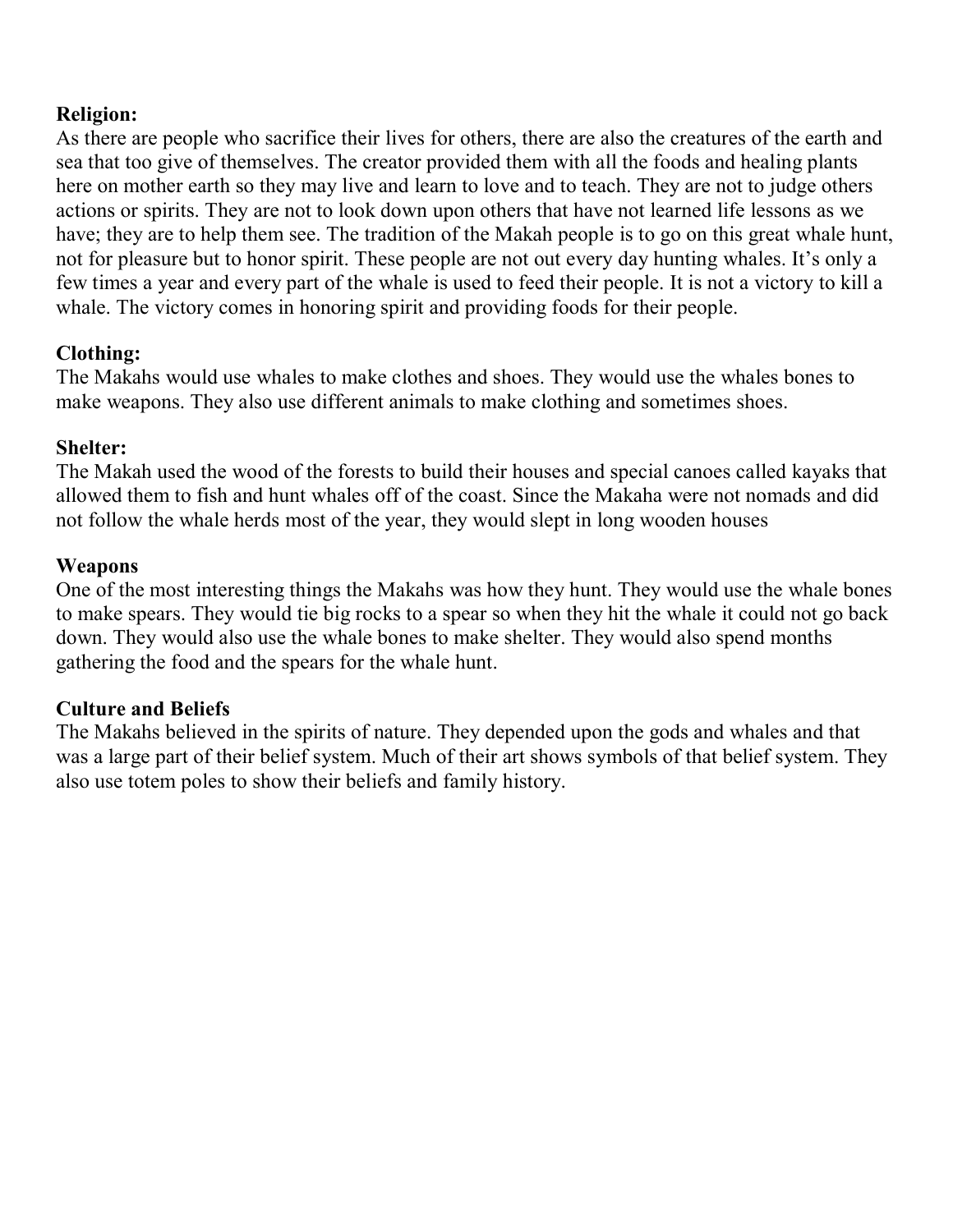**Religion:**

As there are people who sacrifice their lives for others, there are also the creatures of the earth and sea that too give of themselves. The creator provided them with all the foods and healing plants here on mother earth so they may live and learn to love and to teach. They are not to judge others actions or spirits. They are not to look down upon others that have not learned life lessons as we have; they are to help them see. The tradition of the Makah people is to go on this great whale hunt, not for pleasure but to honor spirit. These people are not out every day hunting whales. It's only a few times a year and every part of the whale is used to feed their people. It is not a victory to kill a whale. The victory comes in honoring spirit and providing foods for their people.

**Clothing:**

The Makahs would use whales to make clothes and shoes. They would use the whales bones to make weapons. They also use different animals to make clothing and sometimes shoes.

**Shelter:**

The Makah used the wood of the forests to build their houses and special canoes called kayaks that allowed them to fish and hunt whales off of the coast. Since the Makaha were not nomads and did not follow the whale herds most of the year, they would slept in long wooden houses

**Weapons**

One of the most interesting things the Makahs was how they hunt. They would use the whale bones to make spears. They would tie big rocks to a spear so when they hit the whale it could not go back down. They would also use the whale bones to make shelter. They would also spend months gathering the food and the spears for the whale hunt.

**Culture and Beliefs**

The Makahs believed in the spirits of nature. They depended upon the gods and whales and that was a large part of their belief system. Much of their art shows symbols of that belief system. They also use totem poles to show their beliefs and family history.